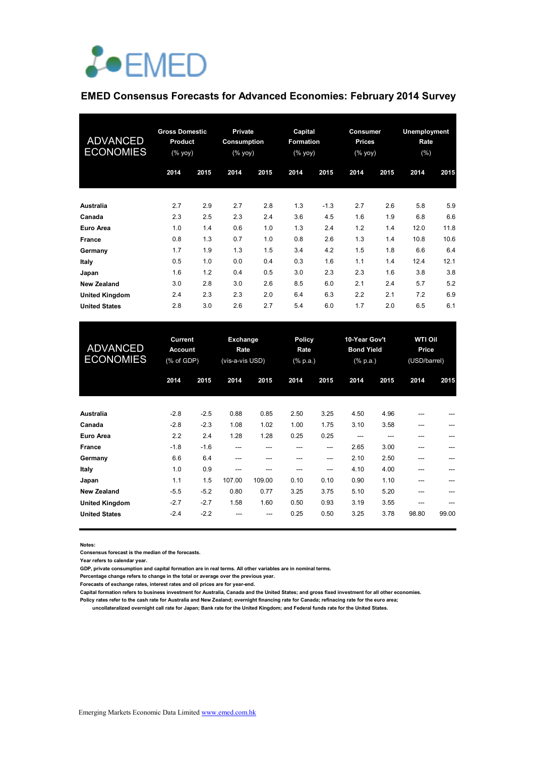# EMED Consensus Forecasts for Advanced Economies: February 2014 Survey

| ADVANCED ECONOMIES | Gross Domestic Product (% yoy) | | Private Consumption (% yoy) | | Capital Formation (% yoy) | | Consumer Prices (% yoy) | | Unemployment Rate (%) | |
|---|---|---|---|---|---|---|---|---|---|---|
| | 2014 | 2015 | 2014 | 2015 | 2014 | 2015 | 2014 | 2015 | 2014 | 2015 |
| **Australia** | 2.7 | 2.9 | 2.7 | 2.8 | 1.3 | -1.3 | 2.7 | 2.6 | 5.8 | 5.9 |
| **Canada** | 2.3 | 2.5 | 2.3 | 2.4 | 3.6 | 4.5 | 1.6 | 1.9 | 6.8 | 6.6 |
| **Euro Area** | 1.0 | 1.4 | 0.6 | 1.0 | 1.3 | 2.4 | 1.2 | 1.4 | 12.0 | 11.8 |
| **France** | 0.8 | 1.3 | 0.7 | 1.0 | 0.8 | 2.6 | 1.3 | 1.4 | 10.8 | 10.6 |
| **Germany** | 1.7 | 1.9 | 1.3 | 1.5 | 3.4 | 4.2 | 1.5 | 1.8 | 6.6 | 6.4 |
| **Italy** | 0.5 | 1.0 | 0.0 | 0.4 | 0.3 | 1.6 | 1.1 | 1.4 | 12.4 | 12.1 |
| **Japan** | 1.6 | 1.2 | 0.4 | 0.5 | 3.0 | 2.3 | 2.3 | 1.6 | 3.8 | 3.8 |
| **New Zealand** | 3.0 | 2.8 | 3.0 | 2.6 | 8.5 | 6.0 | 2.1 | 2.4 | 5.7 | 5.2 |
| **United Kingdom** | 2.4 | 2.3 | 2.3 | 2.0 | 6.4 | 6.3 | 2.2 | 2.1 | 7.2 | 6.9 |
| **United States** | 2.8 | 3.0 | 2.6 | 2.7 | 5.4 | 6.0 | 1.7 | 2.0 | 6.5 | 6.1 |

| ADVANCED ECONOMIES | Current Account (% of GDP) | | Exchange Rate (vis-a-vis USD) | | Policy Rate (% p.a.) | | 10-Year Gov't Bond Yield (% p.a.) | | WTI Oil Price (USD/barrel) | |
|---|---|---|---|---|---|---|---|---|---|---|
| | 2014 | 2015 | 2014 | 2015 | 2014 | 2015 | 2014 | 2015 | 2014 | 2015 |
| **Australia** | -2.8 | -2.5 | 0.88 | 0.85 | 2.50 | 3.25 | 4.50 | 4.96 | --- | --- |
| **Canada** | -2.8 | -2.3 | 1.08 | 1.02 | 1.00 | 1.75 | 3.10 | 3.58 | --- | --- |
| **Euro Area** | 2.2 | 2.4 | 1.28 | 1.28 | 0.25 | 0.25 | --- | --- | --- | --- |
| **France** | -1.8 | -1.6 | --- | --- | --- | --- | 2.65 | 3.00 | --- | --- |
| **Germany** | 6.6 | 6.4 | --- | --- | --- | --- | 2.10 | 2.50 | --- | --- |
| **Italy** | 1.0 | 0.9 | --- | --- | --- | --- | 4.10 | 4.00 | --- | --- |
| **Japan** | 1.1 | 1.5 | 107.00 | 109.00 | 0.10 | 0.10 | 0.90 | 1.10 | --- | --- |
| **New Zealand** | -5.5 | -5.2 | 0.80 | 0.77 | 3.25 | 3.75 | 5.10 | 5.20 | --- | --- |
| **United Kingdom** | -2.7 | -2.7 | 1.58 | 1.60 | 0.50 | 0.93 | 3.19 | 3.55 | --- | --- |
| **United States** | -2.4 | -2.2 | --- | --- | 0.25 | 0.50 | 3.25 | 3.78 | 98.80 | 99.00 |

**Notes:**
**Consensus forecast is the median of the forecasts.**
**Year refers to calendar year.**
**GDP, private consumption and capital formation are in real terms. All other variables are in nominal terms.**
**Percentage change refers to change in the total or average over the previous year.**
**Forecasts of exchange rates, interest rates and oil prices are for year-end.**
**Capital formation refers to business investment for Australia, Canada and the United States; and gross fixed investment for all other economies.**
**Policy rates refer to the cash rate for Australia and New Zealand; overnight financing rate for Canada; refinacing rate for the euro area; uncollateralized overnight call rate for Japan; Bank rate for the United Kingdom; and Federal funds rate for the United States.**

Emerging Markets Economic Data Limited www.emed.com.hk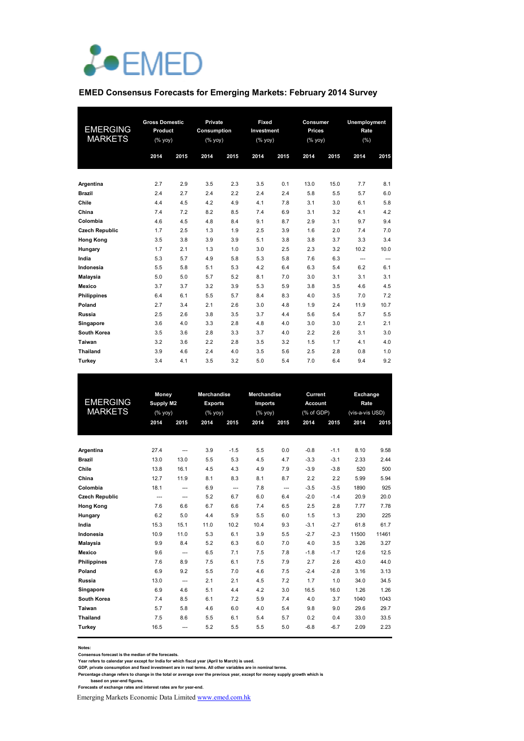EMED

## EMED Consensus Forecasts for Emerging Markets: February 2014 Survey

| EMERGING MARKETS | Gross Domestic Product (% yoy) | | Private Consumption (% yoy) | | Fixed Investment (% yoy) | | Consumer Prices (% yoy) | | Unemployment Rate (%) | |
|---|---|---|---|---|---|---|---|---|---|---|
| | 2014 | 2015 | 2014 | 2015 | 2014 | 2015 | 2014 | 2015 | 2014 | 2015 |
| **Argentina** | 2.7 | 2.9 | 3.5 | 2.3 | 3.5 | 0.1 | 13.0 | 15.0 | 7.7 | 8.1 |
| **Brazil** | 2.4 | 2.7 | 2.4 | 2.2 | 2.4 | 2.4 | 5.8 | 5.5 | 5.7 | 6.0 |
| **Chile** | 4.4 | 4.5 | 4.2 | 4.9 | 4.1 | 7.8 | 3.1 | 3.0 | 6.1 | 5.8 |
| **China** | 7.4 | 7.2 | 8.2 | 8.5 | 7.4 | 6.9 | 3.1 | 3.2 | 4.1 | 4.2 |
| **Colombia** | 4.6 | 4.5 | 4.8 | 8.4 | 9.1 | 8.7 | 2.9 | 3.1 | 9.7 | 9.4 |
| **Czech Republic** | 1.7 | 2.5 | 1.3 | 1.9 | 2.5 | 3.9 | 1.6 | 2.0 | 7.4 | 7.0 |
| **Hong Kong** | 3.5 | 3.8 | 3.9 | 3.9 | 5.1 | 3.8 | 3.8 | 3.7 | 3.3 | 3.4 |
| **Hungary** | 1.7 | 2.1 | 1.3 | 1.0 | 3.0 | 2.5 | 2.3 | 3.2 | 10.2 | 10.0 |
| **India** | 5.3 | 5.7 | 4.9 | 5.8 | 5.3 | 5.8 | 7.6 | 6.3 | --- | --- |
| **Indonesia** | 5.5 | 5.8 | 5.1 | 5.3 | 4.2 | 6.4 | 6.3 | 5.4 | 6.2 | 6.1 |
| **Malaysia** | 5.0 | 5.0 | 5.7 | 5.2 | 8.1 | 7.0 | 3.0 | 3.1 | 3.1 | 3.1 |
| **Mexico** | 3.7 | 3.7 | 3.2 | 3.9 | 5.3 | 5.9 | 3.8 | 3.5 | 4.6 | 4.5 |
| **Philippines** | 6.4 | 6.1 | 5.5 | 5.7 | 8.4 | 8.3 | 4.0 | 3.5 | 7.0 | 7.2 |
| **Poland** | 2.7 | 3.4 | 2.1 | 2.6 | 3.0 | 4.8 | 1.9 | 2.4 | 11.9 | 10.7 |
| **Russia** | 2.5 | 2.6 | 3.8 | 3.5 | 3.7 | 4.4 | 5.6 | 5.4 | 5.7 | 5.5 |
| **Singapore** | 3.6 | 4.0 | 3.3 | 2.8 | 4.8 | 4.0 | 3.0 | 3.0 | 2.1 | 2.1 |
| **South Korea** | 3.5 | 3.6 | 2.8 | 3.3 | 3.7 | 4.0 | 2.2 | 2.6 | 3.1 | 3.0 |
| **Taiwan** | 3.2 | 3.6 | 2.2 | 2.8 | 3.5 | 3.2 | 1.5 | 1.7 | 4.1 | 4.0 |
| **Thailand** | 3.9 | 4.6 | 2.4 | 4.0 | 3.5 | 5.6 | 2.5 | 2.8 | 0.8 | 1.0 |
| **Turkey** | 3.4 | 4.1 | 3.5 | 3.2 | 5.0 | 5.4 | 7.0 | 6.4 | 9.4 | 9.2 |

| EMERGING MARKETS | Money Supply M2 (% yoy) | | Merchandise Exports (% yoy) | | Merchandise Imports (% yoy) | | Current Account (% of GDP) | | Exchange Rate (vis-a-vis USD) | |
|---|---|---|---|---|---|---|---|---|---|---|
| | 2014 | 2015 | 2014 | 2015 | 2014 | 2015 | 2014 | 2015 | 2014 | 2015 |
| **Argentina** | 27.4 | --- | 3.9 | -1.5 | 5.5 | 0.0 | -0.8 | -1.1 | 8.10 | 9.58 |
| **Brazil** | 13.0 | 13.0 | 5.5 | 5.3 | 4.5 | 4.7 | -3.3 | -3.1 | 2.33 | 2.44 |
| **Chile** | 13.8 | 16.1 | 4.5 | 4.3 | 4.9 | 7.9 | -3.9 | -3.8 | 520 | 500 |
| **China** | 12.7 | 11.9 | 8.1 | 8.3 | 8.1 | 8.7 | 2.2 | 2.2 | 5.99 | 5.94 |
| **Colombia** | 18.1 | --- | 6.9 | --- | 7.8 | --- | -3.5 | -3.5 | 1890 | 925 |
| **Czech Republic** | --- | --- | 5.2 | 6.7 | 6.0 | 6.4 | -2.0 | -1.4 | 20.9 | 20.0 |
| **Hong Kong** | 7.6 | 6.6 | 6.7 | 6.6 | 7.4 | 6.5 | 2.5 | 2.8 | 7.77 | 7.78 |
| **Hungary** | 6.2 | 5.0 | 4.4 | 5.9 | 5.5 | 6.0 | 1.5 | 1.3 | 230 | 225 |
| **India** | 15.3 | 15.1 | 11.0 | 10.2 | 10.4 | 9.3 | -3.1 | -2.7 | 61.8 | 61.7 |
| **Indonesia** | 10.9 | 11.0 | 5.3 | 6.1 | 3.9 | 5.5 | -2.7 | -2.3 | 11500 | 11461 |
| **Malaysia** | 9.9 | 8.4 | 5.2 | 6.3 | 6.0 | 7.0 | 4.0 | 3.5 | 3.26 | 3.27 |
| **Mexico** | 9.6 | --- | 6.5 | 7.1 | 7.5 | 7.8 | -1.8 | -1.7 | 12.6 | 12.5 |
| **Philippines** | 7.6 | 8.9 | 7.5 | 6.1 | 7.5 | 7.9 | 2.7 | 2.6 | 43.0 | 44.0 |
| **Poland** | 6.9 | 9.2 | 5.5 | 7.0 | 4.6 | 7.5 | -2.4 | -2.8 | 3.16 | 3.13 |
| **Russia** | 13.0 | --- | 2.1 | 2.1 | 4.5 | 7.2 | 1.7 | 1.0 | 34.0 | 34.5 |
| **Singapore** | 6.9 | 4.6 | 5.1 | 4.4 | 4.2 | 3.0 | 16.5 | 16.0 | 1.26 | 1.26 |
| **South Korea** | 7.4 | 8.5 | 6.1 | 7.2 | 5.9 | 7.4 | 4.0 | 3.7 | 1040 | 1043 |
| **Taiwan** | 5.7 | 5.8 | 4.6 | 6.0 | 4.0 | 5.4 | 9.8 | 9.0 | 29.6 | 29.7 |
| **Thailand** | 7.5 | 8.6 | 5.5 | 6.1 | 5.4 | 5.7 | 0.2 | 0.4 | 33.0 | 33.5 |
| **Turkey** | 16.5 | --- | 5.2 | 5.5 | 5.5 | 5.0 | -6.8 | -6.7 | 2.09 | 2.23 |

**Notes:**
**Consensus forecast is the median of the forecasts.**
**Year refers to calendar year except for India for which fiscal year (April to March) is used.**
**GDP, private consumption and fixed investment are in real terms. All other variables are in nominal terms.**
**Percentage change refers to change in the total or average over the previous year, except for money supply growth which is based on year-end figures.**
**Forecasts of exchange rates and interest rates are for year-end.**

Emerging Markets Economic Data Limited [www.emed.com.hk](www.emed.com.hk)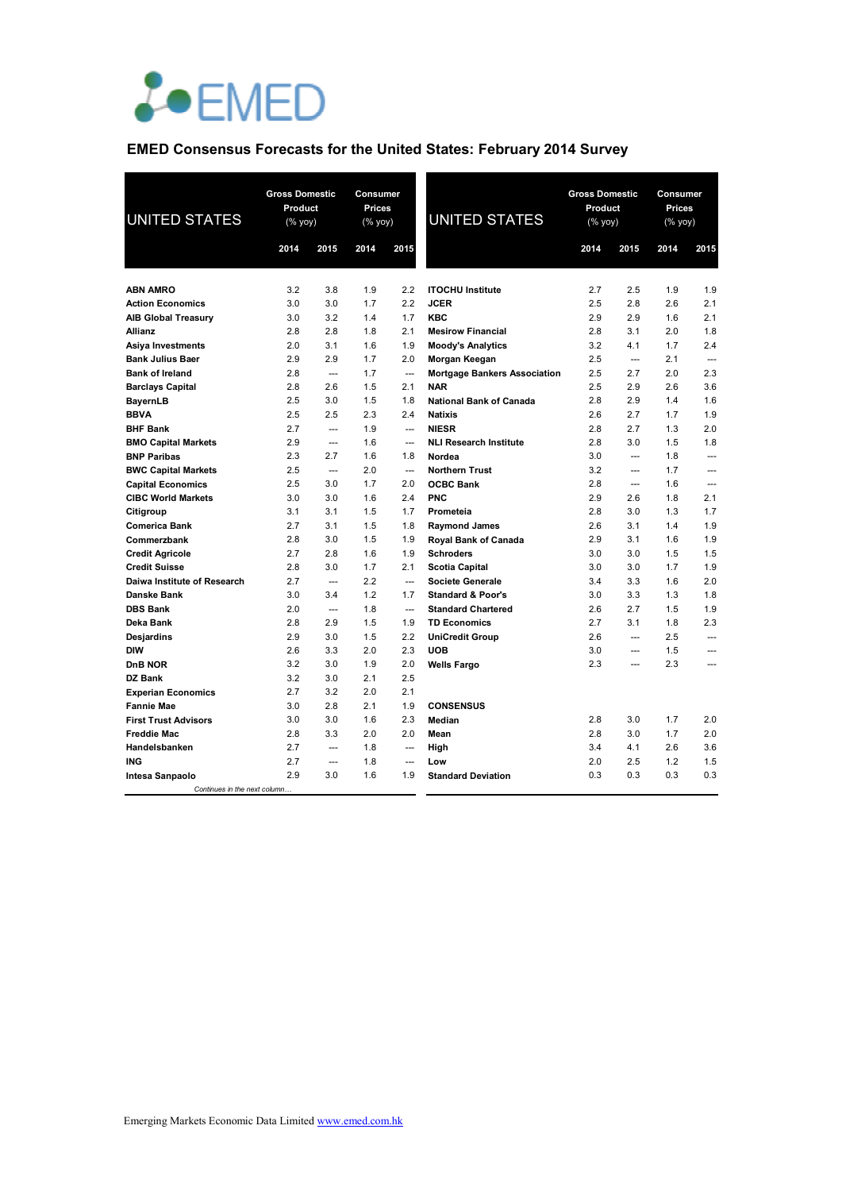EMED

## EMED Consensus Forecasts for the United States: February 2014 Survey

| UNITED STATES | Gross Domestic Product (% yoy) | | Consumer Prices (% yoy) | |
|---|---|---|---|---|
| | 2014 | 2015 | 2014 | 2015 |
| **ABN AMRO** | 3.2 | 3.8 | 1.9 | 2.2 |
| **Action Economics** | 3.0 | 3.0 | 1.7 | 2.2 |
| **AIB Global Treasury** | 3.0 | 3.2 | 1.4 | 1.7 |
| **Allianz** | 2.8 | 2.8 | 1.8 | 2.1 |
| **Asiya Investments** | 2.0 | 3.1 | 1.6 | 1.9 |
| **Bank Julius Baer** | 2.9 | 2.9 | 1.7 | 2.0 |
| **Bank of Ireland** | 2.8 | --- | 1.7 | --- |
| **Barclays Capital** | 2.8 | 2.6 | 1.5 | 2.1 |
| **BayernLB** | 2.5 | 3.0 | 1.5 | 1.8 |
| **BBVA** | 2.5 | 2.5 | 2.3 | 2.4 |
| **BHF Bank** | 2.7 | --- | 1.9 | --- |
| **BMO Capital Markets** | 2.9 | --- | 1.6 | --- |
| **BNP Paribas** | 2.3 | 2.7 | 1.6 | 1.8 |
| **BWC Capital Markets** | 2.5 | --- | 2.0 | --- |
| **Capital Economics** | 2.5 | 3.0 | 1.7 | 2.0 |
| **CIBC World Markets** | 3.0 | 3.0 | 1.6 | 2.4 |
| **Citigroup** | 3.1 | 3.1 | 1.5 | 1.7 |
| **Comerica Bank** | 2.7 | 3.1 | 1.5 | 1.8 |
| **Commerzbank** | 2.8 | 3.0 | 1.5 | 1.9 |
| **Credit Agricole** | 2.7 | 2.8 | 1.6 | 1.9 |
| **Credit Suisse** | 2.8 | 3.0 | 1.7 | 2.1 |
| **Daiwa Institute of Research** | 2.7 | --- | 2.2 | --- |
| **Danske Bank** | 3.0 | 3.4 | 1.2 | 1.7 |
| **DBS Bank** | 2.0 | --- | 1.8 | --- |
| **Deka Bank** | 2.8 | 2.9 | 1.5 | 1.9 |
| **Desjardins** | 2.9 | 3.0 | 1.5 | 2.2 |
| **DIW** | 2.6 | 3.3 | 2.0 | 2.3 |
| **DnB NOR** | 3.2 | 3.0 | 1.9 | 2.0 |
| **DZ Bank** | 3.2 | 3.0 | 2.1 | 2.5 |
| **Experian Economics** | 2.7 | 3.2 | 2.0 | 2.1 |
| **Fannie Mae** | 3.0 | 2.8 | 2.1 | 1.9 |
| **First Trust Advisors** | 3.0 | 3.0 | 1.6 | 2.3 |
| **Freddie Mac** | 2.8 | 3.3 | 2.0 | 2.0 |
| **Handelsbanken** | 2.7 | --- | 1.8 | --- |
| **ING** | 2.7 | --- | 1.8 | --- |
| **Intesa Sanpaolo** | 2.9 | 3.0 | 1.6 | 1.9 |
| **ITOCHU Institute** | 2.7 | 2.5 | 1.9 | 1.9 |
| **JCER** | 2.5 | 2.8 | 2.6 | 2.1 |
| **KBC** | 2.9 | 2.9 | 1.6 | 2.1 |
| **Mesirow Financial** | 2.8 | 3.1 | 2.0 | 1.8 |
| **Moody's Analytics** | 3.2 | 4.1 | 1.7 | 2.4 |
| **Morgan Keegan** | 2.5 | --- | 2.1 | --- |
| **Mortgage Bankers Association** | 2.5 | 2.7 | 2.0 | 2.3 |
| **NAR** | 2.5 | 2.9 | 2.6 | 3.6 |
| **National Bank of Canada** | 2.8 | 2.9 | 1.4 | 1.6 |
| **Natixis** | 2.6 | 2.7 | 1.7 | 1.9 |
| **NIESR** | 2.8 | 2.7 | 1.3 | 2.0 |
| **NLI Research Institute** | 2.8 | 3.0 | 1.5 | 1.8 |
| **Nordea** | 3.0 | --- | 1.8 | --- |
| **Northern Trust** | 3.2 | --- | 1.7 | --- |
| **OCBC Bank** | 2.8 | --- | 1.6 | --- |
| **PNC** | 2.9 | 2.6 | 1.8 | 2.1 |
| **Prometeia** | 2.8 | 3.0 | 1.3 | 1.7 |
| **Raymond James** | 2.6 | 3.1 | 1.4 | 1.9 |
| **Royal Bank of Canada** | 2.9 | 3.1 | 1.6 | 1.9 |
| **Schroders** | 3.0 | 3.0 | 1.5 | 1.5 |
| **Scotia Capital** | 3.0 | 3.0 | 1.7 | 1.9 |
| **Societe Generale** | 3.4 | 3.3 | 1.6 | 2.0 |
| **Standard & Poor's** | 3.0 | 3.3 | 1.3 | 1.8 |
| **Standard Chartered** | 2.6 | 2.7 | 1.5 | 1.9 |
| **TD Economics** | 2.7 | 3.1 | 1.8 | 2.3 |
| **UniCredit Group** | 2.6 | --- | 2.5 | --- |
| **UOB** | 3.0 | --- | 1.5 | --- |
| **Wells Fargo** | 2.3 | --- | 2.3 | --- |
| **CONSENSUS** | | | | |
| **Median** | 2.8 | 3.0 | 1.7 | 2.0 |
| **Mean** | 2.8 | 3.0 | 1.7 | 2.0 |
| **High** | 3.4 | 4.1 | 2.6 | 3.6 |
| **Low** | 2.0 | 2.5 | 1.2 | 1.5 |
| **Standard Deviation** | 0.3 | 0.3 | 0.3 | 0.3 |

Emerging Markets Economic Data Limited www.emed.com.hk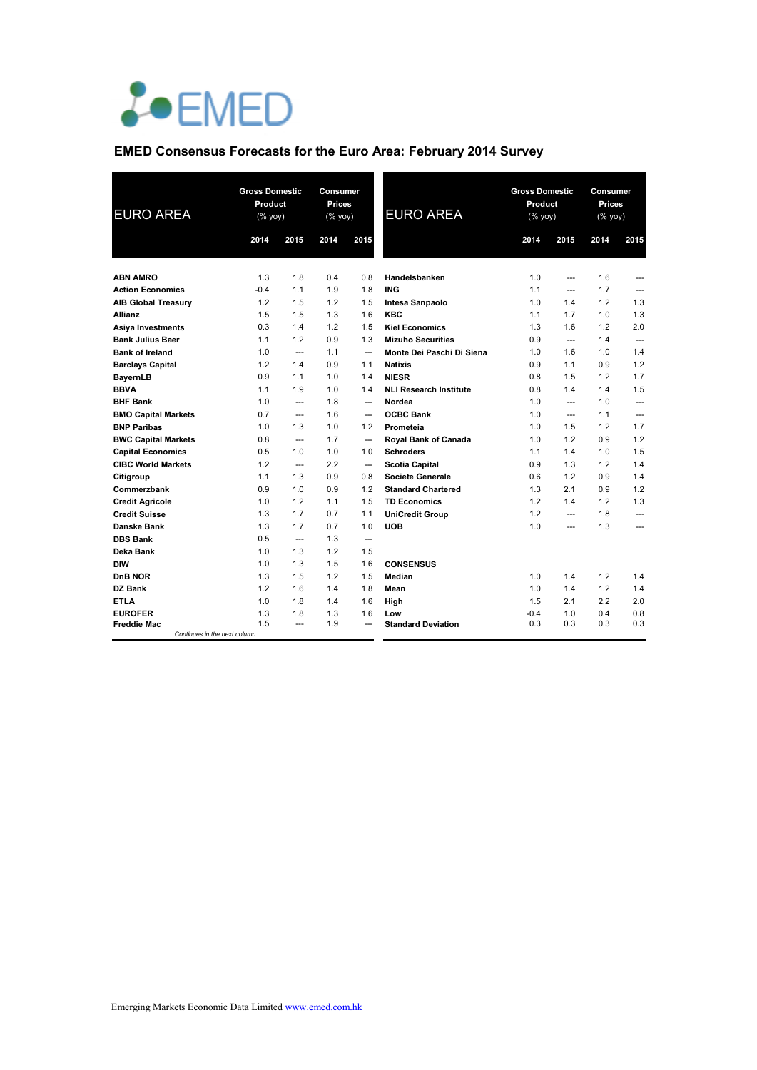EMED

## EMED Consensus Forecasts for the Euro Area: February 2014 Survey

| EURO AREA | Gross Domestic Product (% yoy) | | Consumer Prices (% yoy) | |
|---|---|---|---|---|
| | 2014 | 2015 | 2014 | 2015 |
| **ABN AMRO** | 1.3 | 1.8 | 0.4 | 0.8 |
| **Action Economics** | -0.4 | 1.1 | 1.9 | 1.8 |
| **AIB Global Treasury** | 1.2 | 1.5 | 1.2 | 1.5 |
| **Allianz** | 1.5 | 1.5 | 1.3 | 1.6 |
| **Asiya Investments** | 0.3 | 1.4 | 1.2 | 1.5 |
| **Bank Julius Baer** | 1.1 | 1.2 | 0.9 | 1.3 |
| **Bank of Ireland** | 1.0 | --- | 1.1 | --- |
| **Barclays Capital** | 1.2 | 1.4 | 0.9 | 1.1 |
| **BayernLB** | 0.9 | 1.1 | 1.0 | 1.4 |
| **BBVA** | 1.1 | 1.9 | 1.0 | 1.4 |
| **BHF Bank** | 1.0 | --- | 1.8 | --- |
| **BMO Capital Markets** | 0.7 | --- | 1.6 | --- |
| **BNP Paribas** | 1.0 | 1.3 | 1.0 | 1.2 |
| **BWC Capital Markets** | 0.8 | --- | 1.7 | --- |
| **Capital Economics** | 0.5 | 1.0 | 1.0 | 1.0 |
| **CIBC World Markets** | 1.2 | --- | 2.2 | --- |
| **Citigroup** | 1.1 | 1.3 | 0.9 | 0.8 |
| **Commerzbank** | 0.9 | 1.0 | 0.9 | 1.2 |
| **Credit Agricole** | 1.0 | 1.2 | 1.1 | 1.5 |
| **Credit Suisse** | 1.3 | 1.7 | 0.7 | 1.1 |
| **Danske Bank** | 1.3 | 1.7 | 0.7 | 1.0 |
| **DBS Bank** | 0.5 | --- | 1.3 | --- |
| **Deka Bank** | 1.0 | 1.3 | 1.2 | 1.5 |
| **DIW** | 1.0 | 1.3 | 1.5 | 1.6 |
| **DnB NOR** | 1.3 | 1.5 | 1.2 | 1.5 |
| **DZ Bank** | 1.2 | 1.6 | 1.4 | 1.8 |
| **ETLA** | 1.0 | 1.8 | 1.4 | 1.6 |
| **EUROFER** | 1.3 | 1.8 | 1.3 | 1.6 |
| **Freddie Mac** | 1.5 | --- | 1.9 | --- |
| **Handelsbanken** | 1.0 | --- | 1.6 | --- |
| **ING** | 1.1 | --- | 1.7 | --- |
| **Intesa Sanpaolo** | 1.0 | 1.4 | 1.2 | 1.3 |
| **KBC** | 1.1 | 1.7 | 1.0 | 1.3 |
| **Kiel Economics** | 1.3 | 1.6 | 1.2 | 2.0 |
| **Mizuho Securities** | 0.9 | --- | 1.4 | --- |
| **Monte Dei Paschi Di Siena** | 1.0 | 1.6 | 1.0 | 1.4 |
| **Natixis** | 0.9 | 1.1 | 0.9 | 1.2 |
| **NIESR** | 0.8 | 1.5 | 1.2 | 1.7 |
| **NLI Research Institute** | 0.8 | 1.4 | 1.4 | 1.5 |
| **Nordea** | 1.0 | --- | 1.0 | --- |
| **OCBC Bank** | 1.0 | --- | 1.1 | --- |
| **Prometeia** | 1.0 | 1.5 | 1.2 | 1.7 |
| **Royal Bank of Canada** | 1.0 | 1.2 | 0.9 | 1.2 |
| **Schroders** | 1.1 | 1.4 | 1.0 | 1.5 |
| **Scotia Capital** | 0.9 | 1.3 | 1.2 | 1.4 |
| **Societe Generale** | 0.6 | 1.2 | 0.9 | 1.4 |
| **Standard Chartered** | 1.3 | 2.1 | 0.9 | 1.2 |
| **TD Economics** | 1.2 | 1.4 | 1.2 | 1.3 |
| **UniCredit Group** | 1.2 | --- | 1.8 | --- |
| **UOB** | 1.0 | --- | 1.3 | --- |
| **CONSENSUS** | | | | |
| **Median** | 1.0 | 1.4 | 1.2 | 1.4 |
| **Mean** | 1.0 | 1.4 | 1.2 | 1.4 |
| **High** | 1.5 | 2.1 | 2.2 | 2.0 |
| **Low** | -0.4 | 1.0 | 0.4 | 0.8 |
| **Standard Deviation** | 0.3 | 0.3 | 0.3 | 0.3 |

Emerging Markets Economic Data Limited www.emed.com.hk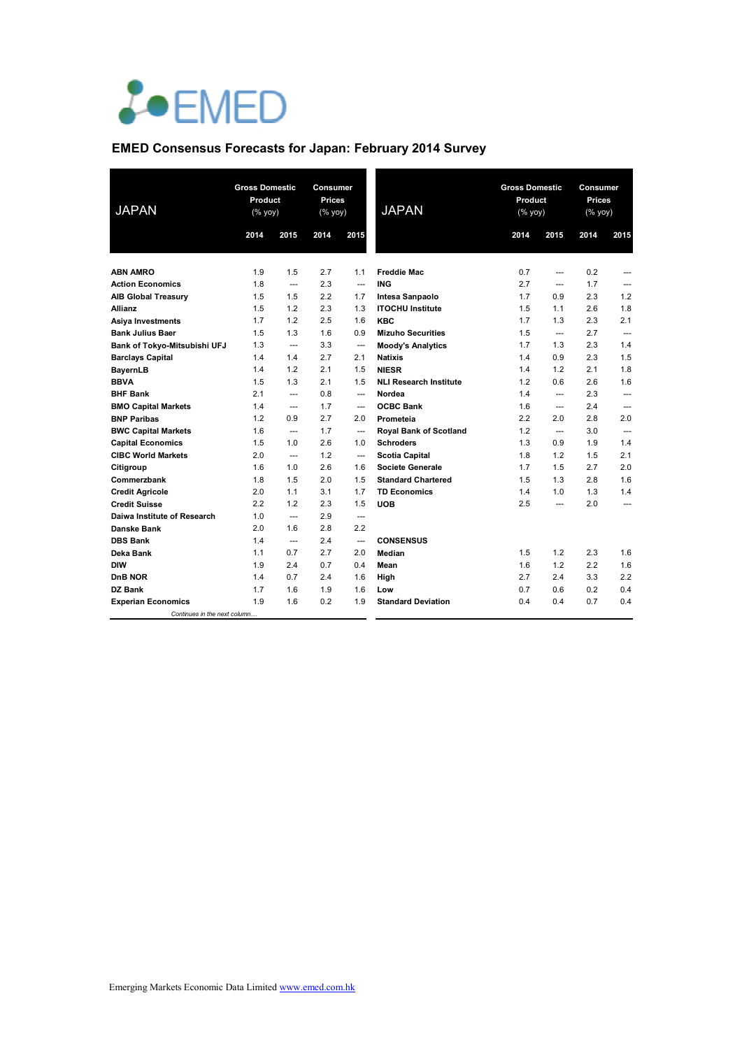EMED

## EMED Consensus Forecasts for Japan: February 2014 Survey

| JAPAN | Gross Domestic Product (% yoy) | | Consumer Prices (% yoy) | |
|---|---|---|---|---|
| | 2014 | 2015 | 2014 | 2015 |
| **ABN AMRO** | 1.9 | 1.5 | 2.7 | 1.1 |
| **Action Economics** | 1.8 | --- | 2.3 | --- |
| **AIB Global Treasury** | 1.5 | 1.5 | 2.2 | 1.7 |
| **Allianz** | 1.5 | 1.2 | 2.3 | 1.3 |
| **Asiya Investments** | 1.7 | 1.2 | 2.5 | 1.6 |
| **Bank Julius Baer** | 1.5 | 1.3 | 1.6 | 0.9 |
| **Bank of Tokyo-Mitsubishi UFJ** | 1.3 | --- | 3.3 | --- |
| **Barclays Capital** | 1.4 | 1.4 | 2.7 | 2.1 |
| **BayernLB** | 1.4 | 1.2 | 2.1 | 1.5 |
| **BBVA** | 1.5 | 1.3 | 2.1 | 1.5 |
| **BHF Bank** | 2.1 | --- | 0.8 | --- |
| **BMO Capital Markets** | 1.4 | --- | 1.7 | --- |
| **BNP Paribas** | 1.2 | 0.9 | 2.7 | 2.0 |
| **BWC Capital Markets** | 1.6 | --- | 1.7 | --- |
| **Capital Economics** | 1.5 | 1.0 | 2.6 | 1.0 |
| **CIBC World Markets** | 2.0 | --- | 1.2 | --- |
| **Citigroup** | 1.6 | 1.0 | 2.6 | 1.6 |
| **Commerzbank** | 1.8 | 1.5 | 2.0 | 1.5 |
| **Credit Agricole** | 2.0 | 1.1 | 3.1 | 1.7 |
| **Credit Suisse** | 2.2 | 1.2 | 2.3 | 1.5 |
| **Daiwa Institute of Research** | 1.0 | --- | 2.9 | --- |
| **Danske Bank** | 2.0 | 1.6 | 2.8 | 2.2 |
| **DBS Bank** | 1.4 | --- | 2.4 | --- |
| **Deka Bank** | 1.1 | 0.7 | 2.7 | 2.0 |
| **DIW** | 1.9 | 2.4 | 0.7 | 0.4 |
| **DnB NOR** | 1.4 | 0.7 | 2.4 | 1.6 |
| **DZ Bank** | 1.7 | 1.6 | 1.9 | 1.6 |
| **Experian Economics** | 1.9 | 1.6 | 0.2 | 1.9 |
| **Freddie Mac** | 0.7 | --- | 0.2 | --- |
| **ING** | 2.7 | --- | 1.7 | --- |
| **Intesa Sanpaolo** | 1.7 | 0.9 | 2.3 | 1.2 |
| **ITOCHU Institute** | 1.5 | 1.1 | 2.6 | 1.8 |
| **KBC** | 1.7 | 1.3 | 2.3 | 2.1 |
| **Mizuho Securities** | 1.5 | --- | 2.7 | --- |
| **Moody's Analytics** | 1.7 | 1.3 | 2.3 | 1.4 |
| **Natixis** | 1.4 | 0.9 | 2.3 | 1.5 |
| **NIESR** | 1.4 | 1.2 | 2.1 | 1.8 |
| **NLI Research Institute** | 1.2 | 0.6 | 2.6 | 1.6 |
| **Nordea** | 1.4 | --- | 2.3 | --- |
| **OCBC Bank** | 1.6 | --- | 2.4 | --- |
| **Prometeia** | 2.2 | 2.0 | 2.8 | 2.0 |
| **Royal Bank of Scotland** | 1.2 | --- | 3.0 | --- |
| **Schroders** | 1.3 | 0.9 | 1.9 | 1.4 |
| **Scotia Capital** | 1.8 | 1.2 | 1.5 | 2.1 |
| **Societe Generale** | 1.7 | 1.5 | 2.7 | 2.0 |
| **Standard Chartered** | 1.5 | 1.3 | 2.8 | 1.6 |
| **TD Economics** | 1.4 | 1.0 | 1.3 | 1.4 |
| **UOB** | 2.5 | --- | 2.0 | --- |
| **CONSENSUS** | | | | |
| **Median** | 1.5 | 1.2 | 2.3 | 1.6 |
| **Mean** | 1.6 | 1.2 | 2.2 | 1.6 |
| **High** | 2.7 | 2.4 | 3.3 | 2.2 |
| **Low** | 0.7 | 0.6 | 0.2 | 0.4 |
| **Standard Deviation** | 0.4 | 0.4 | 0.7 | 0.4 |

Emerging Markets Economic Data Limited www.emed.com.hk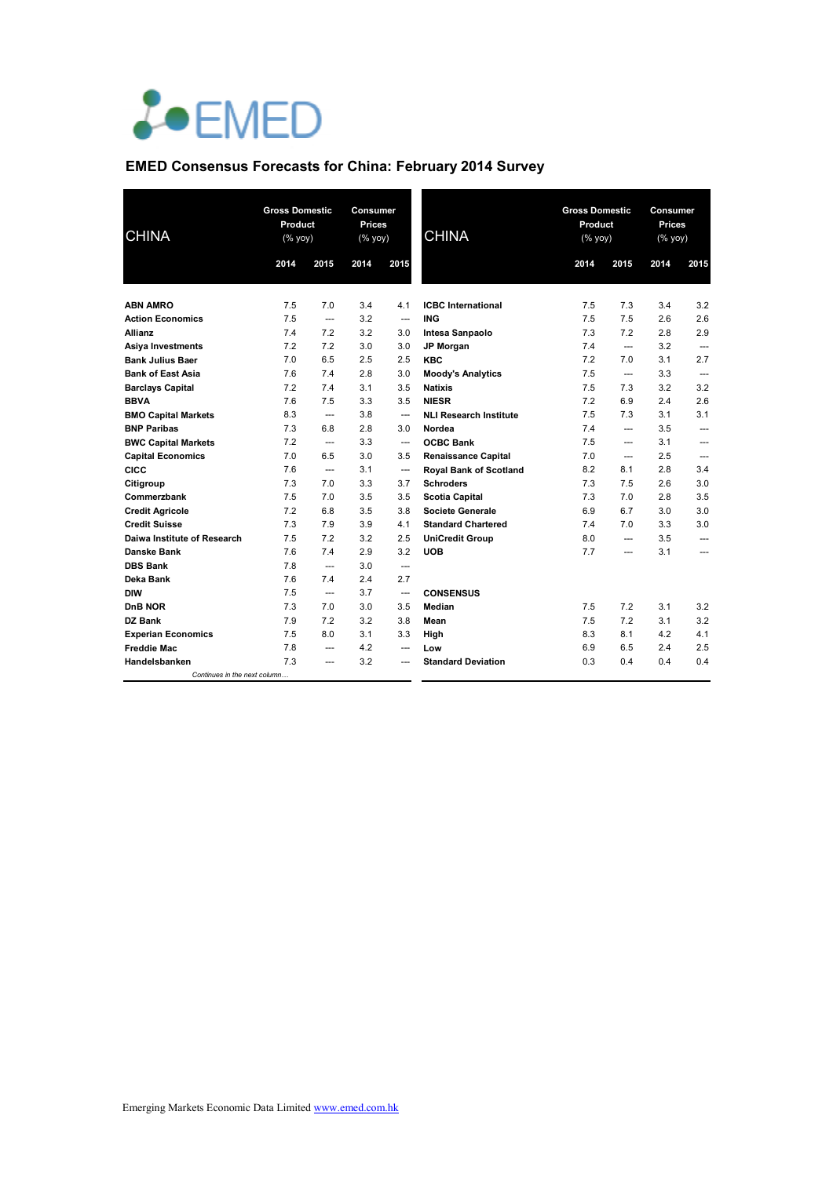EMED

## EMED Consensus Forecasts for China: February 2014 Survey

| CHINA | Gross Domestic Product (% yoy) 2014 | Gross Domestic Product (% yoy) 2015 | Consumer Prices (% yoy) 2014 | Consumer Prices (% yoy) 2015 |
|---|---|---|---|---|
| ABN AMRO | 7.5 | 7.0 | 3.4 | 4.1 |
| Action Economics | 7.5 | --- | 3.2 | --- |
| Allianz | 7.4 | 7.2 | 3.2 | 3.0 |
| Asiya Investments | 7.2 | 7.2 | 3.0 | 3.0 |
| Bank Julius Baer | 7.0 | 6.5 | 2.5 | 2.5 |
| Bank of East Asia | 7.6 | 7.4 | 2.8 | 3.0 |
| Barclays Capital | 7.2 | 7.4 | 3.1 | 3.5 |
| BBVA | 7.6 | 7.5 | 3.3 | 3.5 |
| BMO Capital Markets | 8.3 | --- | 3.8 | --- |
| BNP Paribas | 7.3 | 6.8 | 2.8 | 3.0 |
| BWC Capital Markets | 7.2 | --- | 3.3 | --- |
| Capital Economics | 7.0 | 6.5 | 3.0 | 3.5 |
| CICC | 7.6 | --- | 3.1 | --- |
| Citigroup | 7.3 | 7.0 | 3.3 | 3.7 |
| Commerzbank | 7.5 | 7.0 | 3.5 | 3.5 |
| Credit Agricole | 7.2 | 6.8 | 3.5 | 3.8 |
| Credit Suisse | 7.3 | 7.9 | 3.9 | 4.1 |
| Daiwa Institute of Research | 7.5 | 7.2 | 3.2 | 2.5 |
| Danske Bank | 7.6 | 7.4 | 2.9 | 3.2 |
| DBS Bank | 7.8 | --- | 3.0 | --- |
| Deka Bank | 7.6 | 7.4 | 2.4 | 2.7 |
| DIW | 7.5 | --- | 3.7 | --- |
| DnB NOR | 7.3 | 7.0 | 3.0 | 3.5 |
| DZ Bank | 7.9 | 7.2 | 3.2 | 3.8 |
| Experian Economics | 7.5 | 8.0 | 3.1 | 3.3 |
| Freddie Mac | 7.8 | --- | 4.2 | --- |
| Handelsbanken | 7.3 | --- | 3.2 | --- |
| ICBC International | 7.5 | 7.3 | 3.4 | 3.2 |
| ING | 7.5 | 7.5 | 2.6 | 2.6 |
| Intesa Sanpaolo | 7.3 | 7.2 | 2.8 | 2.9 |
| JP Morgan | 7.4 | --- | 3.2 | --- |
| KBC | 7.2 | 7.0 | 3.1 | 2.7 |
| Moody's Analytics | 7.5 | --- | 3.3 | --- |
| Natixis | 7.5 | 7.3 | 3.2 | 3.2 |
| NIESR | 7.2 | 6.9 | 2.4 | 2.6 |
| NLI Research Institute | 7.5 | 7.3 | 3.1 | 3.1 |
| Nordea | 7.4 | --- | 3.5 | --- |
| OCBC Bank | 7.5 | --- | 3.1 | --- |
| Renaissance Capital | 7.0 | --- | 2.5 | --- |
| Royal Bank of Scotland | 8.2 | 8.1 | 2.8 | 3.4 |
| Schroders | 7.3 | 7.5 | 2.6 | 3.0 |
| Scotia Capital | 7.3 | 7.0 | 2.8 | 3.5 |
| Societe Generale | 6.9 | 6.7 | 3.0 | 3.0 |
| Standard Chartered | 7.4 | 7.0 | 3.3 | 3.0 |
| UniCredit Group | 8.0 | --- | 3.5 | --- |
| UOB | 7.7 | --- | 3.1 | --- |
| **CONSENSUS** | | | | |
| Median | 7.5 | 7.2 | 3.1 | 3.2 |
| Mean | 7.5 | 7.2 | 3.1 | 3.2 |
| High | 8.3 | 8.1 | 4.2 | 4.1 |
| Low | 6.9 | 6.5 | 2.4 | 2.5 |
| Standard Deviation | 0.3 | 0.4 | 0.4 | 0.4 |

*Continues in the next column…*

Emerging Markets Economic Data Limited www.emed.com.hk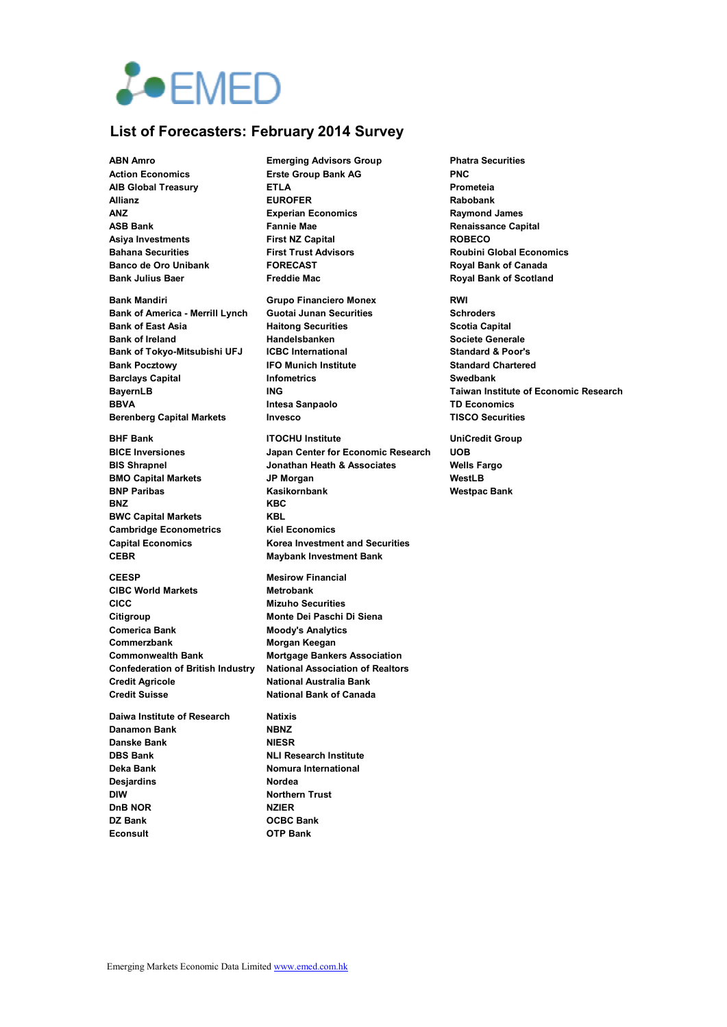EMED

## List of Forecasters: February 2014 Survey

**ABN Amro**
**Action Economics**
**AIB Global Treasury**
**Allianz**
**ANZ**
**ASB Bank**
**Asiya Investments**
**Bahana Securities**
**Banco de Oro Unibank**
**Bank Julius Baer**

**Bank Mandiri**
**Bank of America - Merrill Lynch**
**Bank of East Asia**
**Bank of Ireland**
**Bank of Tokyo-Mitsubishi UFJ**
**Bank Pocztowy**
**Barclays Capital**
**BayernLB**
**BBVA**
**Berenberg Capital Markets**

**BHF Bank**
**BICE Inversiones**
**BIS Shrapnel**
**BMO Capital Markets**
**BNP Paribas**
**BNZ**
**BWC Capital Markets**
**Cambridge Econometrics**
**Capital Economics**
**CEBR**

**CEESP**
**CIBC World Markets**
**CICC**
**Citigroup**
**Comerica Bank**
**Commerzbank**
**Commonwealth Bank**
**Confederation of British Industry**
**Credit Agricole**
**Credit Suisse**

**Daiwa Institute of Research**
**Danamon Bank**
**Danske Bank**
**DBS Bank**
**Deka Bank**
**Desjardins**
**DIW**
**DnB NOR**
**DZ Bank**
**Econsult**

**Emerging Advisors Group**
**Erste Group Bank AG**
**ETLA**
**EUROFER**
**Experian Economics**
**Fannie Mae**
**First NZ Capital**
**First Trust Advisors**
**FORECAST**
**Freddie Mac**

**Grupo Financiero Monex**
**Guotai Junan Securities**
**Haitong Securities**
**Handelsbanken**
**ICBC International**
**IFO Munich Institute**
**Infometrics**
**ING**
**Intesa Sanpaolo**
**Invesco**

**ITOCHU Institute**
**Japan Center for Economic Research**
**Jonathan Heath & Associates**
**JP Morgan**
**Kasikornbank**
**KBC**
**KBL**
**Kiel Economics**
**Korea Investment and Securities**
**Maybank Investment Bank**

**Mesirow Financial**
**Metrobank**
**Mizuho Securities**
**Monte Dei Paschi Di Siena**
**Moody's Analytics**
**Morgan Keegan**
**Mortgage Bankers Association**
**National Association of Realtors**
**National Australia Bank**
**National Bank of Canada**

**Natixis**
**NBNZ**
**NIESR**
**NLI Research Institute**
**Nomura International**
**Nordea**
**Northern Trust**
**NZIER**
**OCBC Bank**
**OTP Bank**

**Phatra Securities**
**PNC**
**Prometeia**
**Rabobank**
**Raymond James**
**Renaissance Capital**
**ROBECO**
**Roubini Global Economics**
**Royal Bank of Canada**
**Royal Bank of Scotland**

**RWI**
**Schroders**
**Scotia Capital**
**Societe Generale**
**Standard & Poor's**
**Standard Chartered**
**Swedbank**
**Taiwan Institute of Economic Research**
**TD Economics**
**TISCO Securities**

**UniCredit Group**
**UOB**
**Wells Fargo**
**WestLB**
**Westpac Bank**

Emerging Markets Economic Data Limited www.emed.com.hk